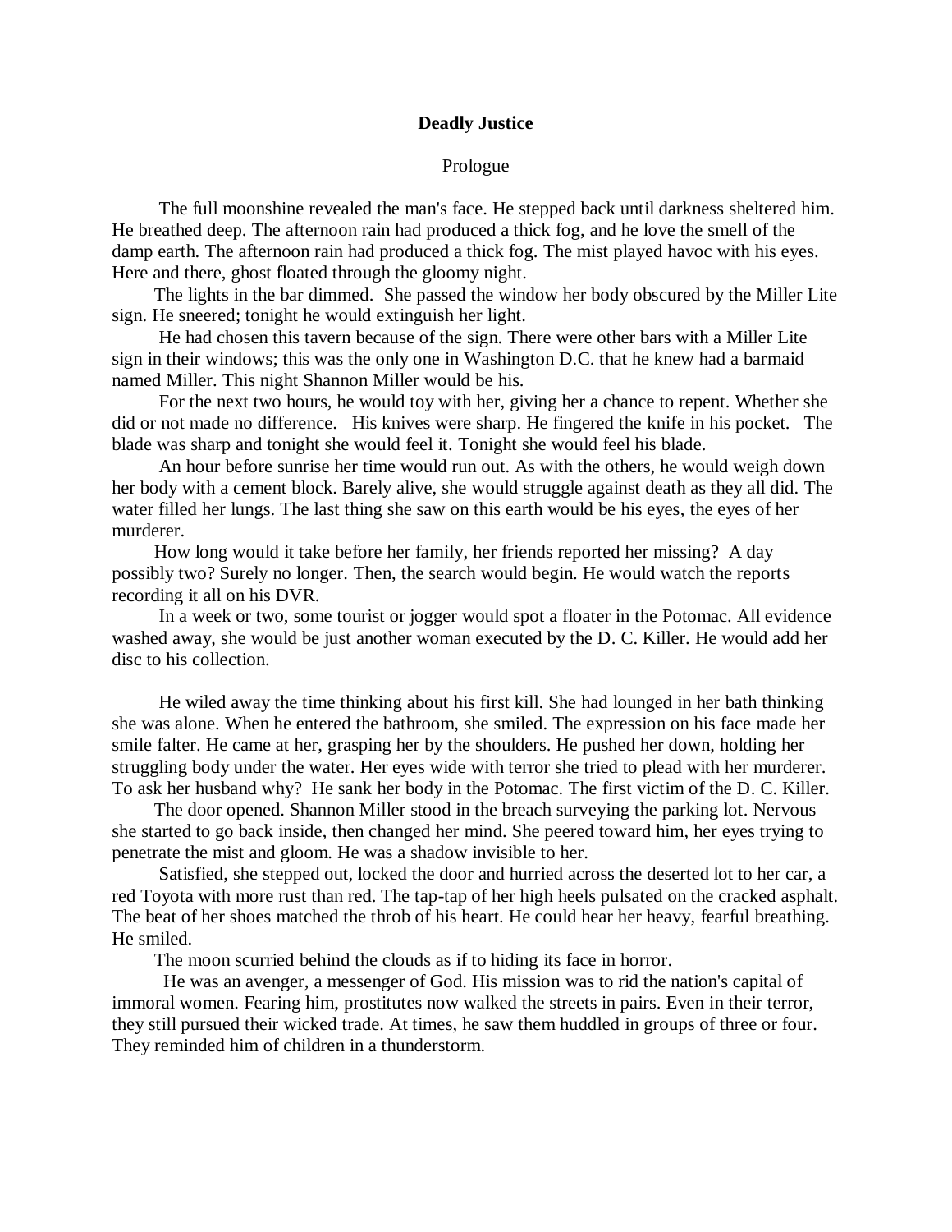**Deadly Justice**

Prologue

The full moonshine revealed the man's face. He stepped back until darkness sheltered him. He breathed deep. The afternoon rain had produced a thick fog, and he love the smell of the damp earth. The afternoon rain had produced a thick fog. The mist played havoc with his eyes. Here and there, ghost floated through the gloomy night.

The lights in the bar dimmed. She passed the window her body obscured by the Miller Lite sign. He sneered; tonight he would extinguish her light.

He had chosen this tavern because of the sign. There were other bars with a Miller Lite sign in their windows; this was the only one in Washington D.C. that he knew had a barmaid named Miller. This night Shannon Miller would be his.

For the next two hours, he would toy with her, giving her a chance to repent. Whether she did or not made no difference. His knives were sharp. He fingered the knife in his pocket. The blade was sharp and tonight she would feel it. Tonight she would feel his blade.

An hour before sunrise her time would run out. As with the others, he would weigh down her body with a cement block. Barely alive, she would struggle against death as they all did. The water filled her lungs. The last thing she saw on this earth would be his eyes, the eyes of her murderer.

How long would it take before her family, her friends reported her missing? A day possibly two? Surely no longer. Then, the search would begin. He would watch the reports recording it all on his DVR.

In a week or two, some tourist or jogger would spot a floater in the Potomac. All evidence washed away, she would be just another woman executed by the D. C. Killer. He would add her disc to his collection.

He wiled away the time thinking about his first kill. She had lounged in her bath thinking she was alone. When he entered the bathroom, she smiled. The expression on his face made her smile falter. He came at her, grasping her by the shoulders. He pushed her down, holding her struggling body under the water. Her eyes wide with terror she tried to plead with her murderer. To ask her husband why? He sank her body in the Potomac. The first victim of the D. C. Killer.

The door opened. Shannon Miller stood in the breach surveying the parking lot. Nervous she started to go back inside, then changed her mind. She peered toward him, her eyes trying to penetrate the mist and gloom. He was a shadow invisible to her.

Satisfied, she stepped out, locked the door and hurried across the deserted lot to her car, a red Toyota with more rust than red. The tap-tap of her high heels pulsated on the cracked asphalt. The beat of her shoes matched the throb of his heart. He could hear her heavy, fearful breathing. He smiled.

The moon scurried behind the clouds as if to hiding its face in horror.

He was an avenger, a messenger of God. His mission was to rid the nation's capital of immoral women. Fearing him, prostitutes now walked the streets in pairs. Even in their terror, they still pursued their wicked trade. At times, he saw them huddled in groups of three or four. They reminded him of children in a thunderstorm.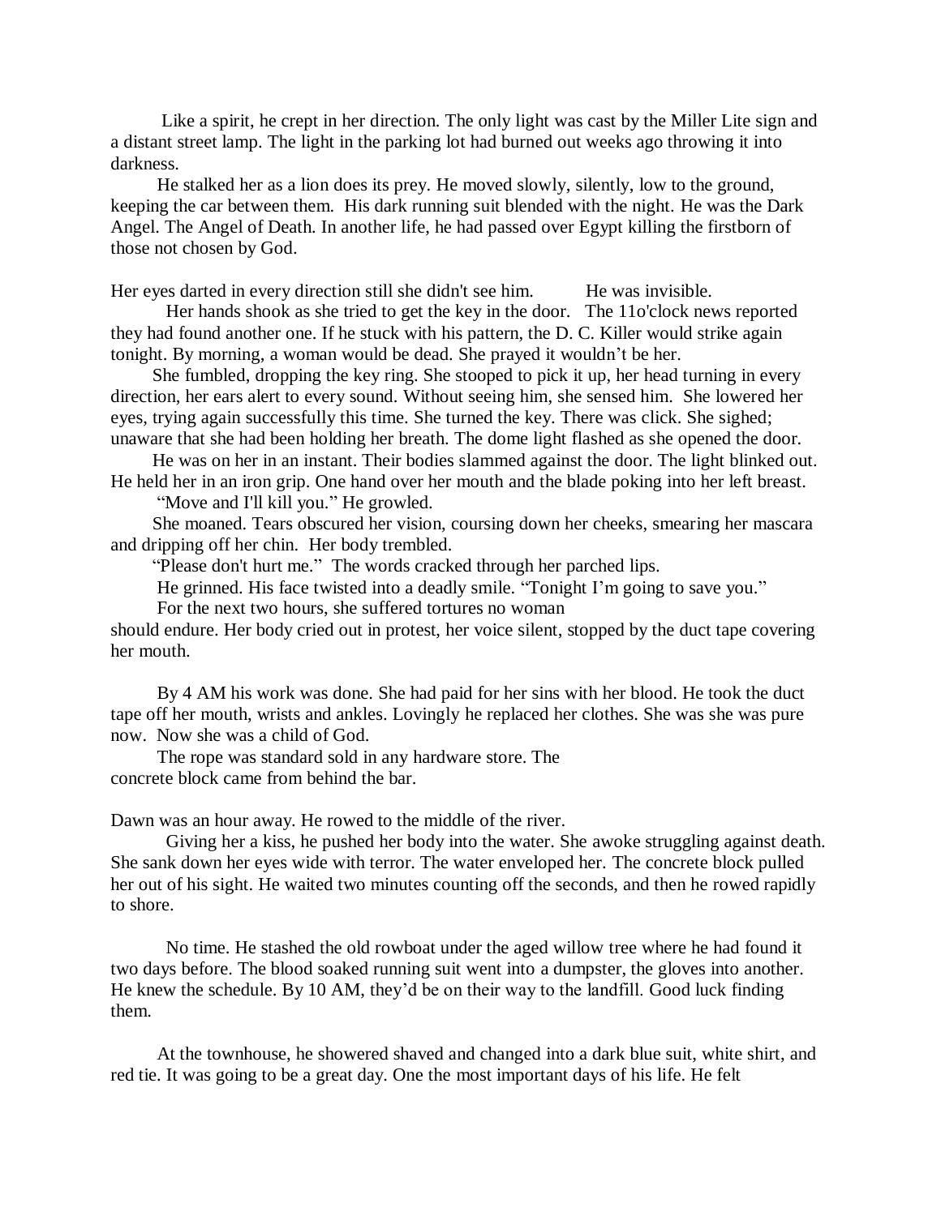Like a spirit, he crept in her direction. The only light was cast by the Miller Lite sign and a distant street lamp. The light in the parking lot had burned out weeks ago throwing it into darkness.

He stalked her as a lion does its prey. He moved slowly, silently, low to the ground, keeping the car between them. His dark running suit blended with the night. He was the Dark Angel. The Angel of Death. In another life, he had passed over Egypt killing the firstborn of those not chosen by God.

Her eyes darted in every direction still she didn't see him. He was invisible.

Her hands shook as she tried to get the key in the door. The 11o'clock news reported they had found another one. If he stuck with his pattern, the D. C. Killer would strike again tonight. By morning, a woman would be dead. She prayed it wouldn't be her.

She fumbled, dropping the key ring. She stooped to pick it up, her head turning in every direction, her ears alert to every sound. Without seeing him, she sensed him. She lowered her eyes, trying again successfully this time. She turned the key. There was click. She sighed; unaware that she had been holding her breath. The dome light flashed as she opened the door.

He was on her in an instant. Their bodies slammed against the door. The light blinked out. He held her in an iron grip. One hand over her mouth and the blade poking into her left breast.

"Move and I'll kill you." He growled.

She moaned. Tears obscured her vision, coursing down her cheeks, smearing her mascara and dripping off her chin. Her body trembled.

"Please don't hurt me." The words cracked through her parched lips.

He grinned. His face twisted into a deadly smile. "Tonight I'm going to save you."

For the next two hours, she suffered tortures no woman should endure. Her body cried out in protest, her voice silent, stopped by the duct tape covering her mouth.

By 4 AM his work was done. She had paid for her sins with her blood. He took the duct tape off her mouth, wrists and ankles. Lovingly he replaced her clothes. She was she was pure now. Now she was a child of God.

The rope was standard sold in any hardware store. The concrete block came from behind the bar.

Dawn was an hour away. He rowed to the middle of the river.

Giving her a kiss, he pushed her body into the water. She awoke struggling against death. She sank down her eyes wide with terror. The water enveloped her. The concrete block pulled her out of his sight. He waited two minutes counting off the seconds, and then he rowed rapidly to shore.

No time. He stashed the old rowboat under the aged willow tree where he had found it two days before. The blood soaked running suit went into a dumpster, the gloves into another. He knew the schedule. By 10 AM, they'd be on their way to the landfill. Good luck finding them.

At the townhouse, he showered shaved and changed into a dark blue suit, white shirt, and red tie. It was going to be a great day. One the most important days of his life. He felt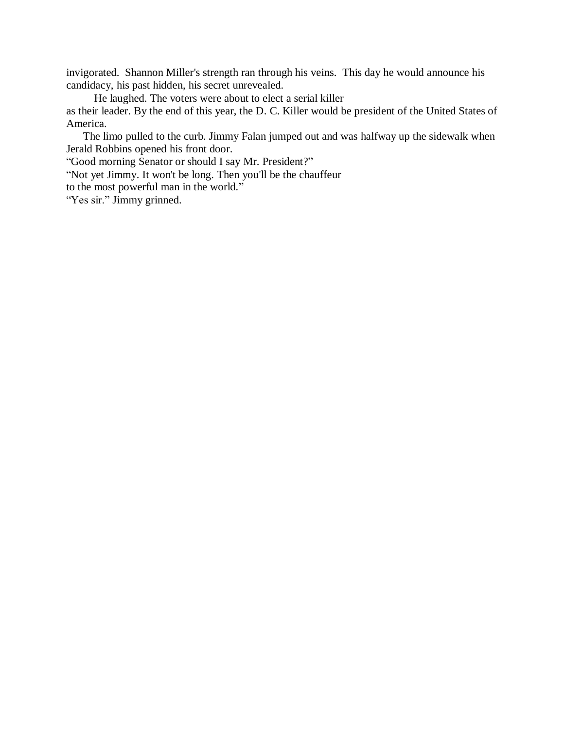invigorated. Shannon Miller's strength ran through his veins. This day he would announce his candidacy, his past hidden, his secret unrevealed.

He laughed. The voters were about to elect a serial killer as their leader. By the end of this year, the D. C. Killer would be president of the United States of America.

The limo pulled to the curb. Jimmy Falan jumped out and was halfway up the sidewalk when Jerald Robbins opened his front door.

"Good morning Senator or should I say Mr. President?"

"Not yet Jimmy. It won't be long. Then you'll be the chauffeur to the most powerful man in the world."

"Yes sir." Jimmy grinned.